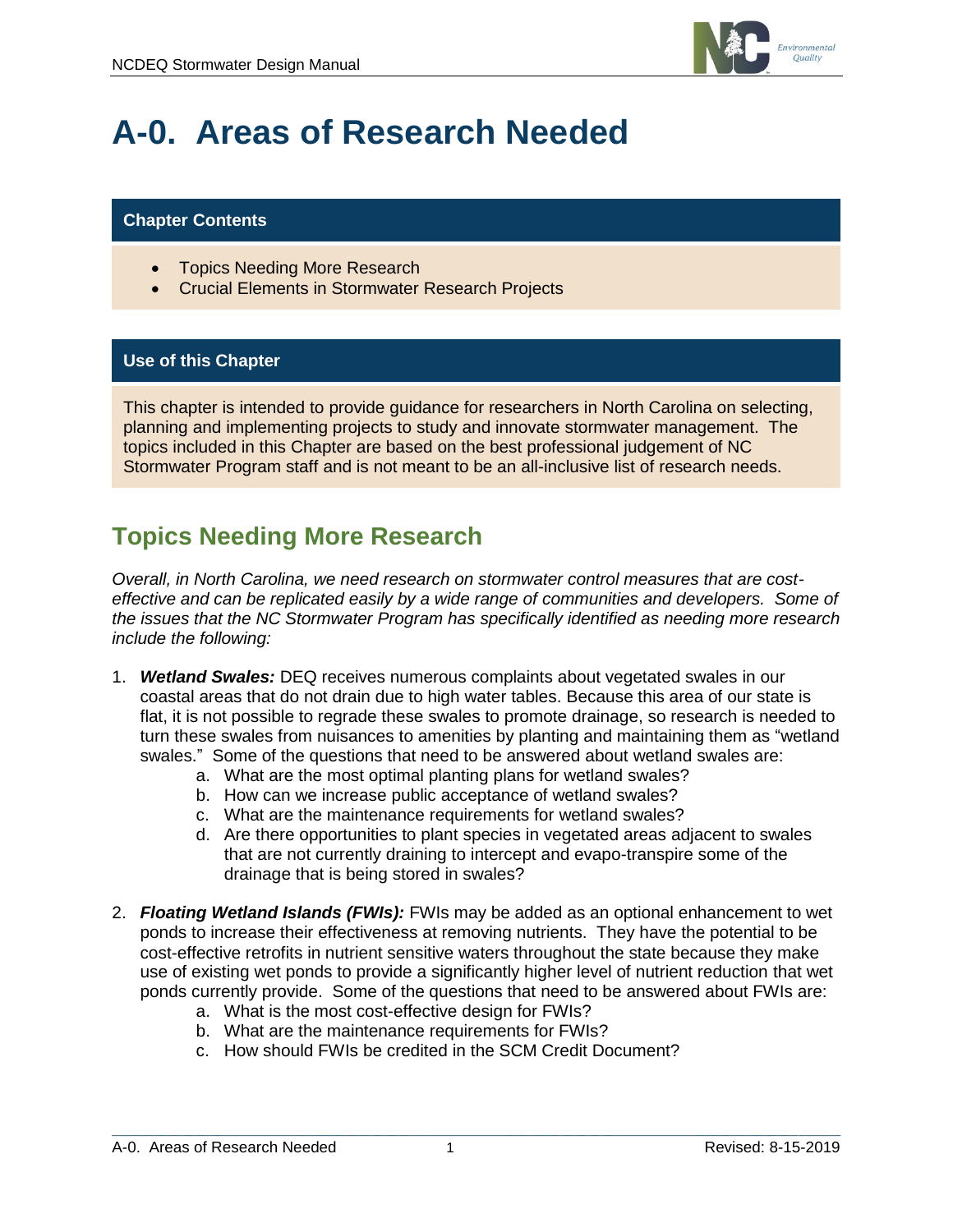# A-0. Areas of Research Needed

## Chapter Contents

- Topics Needing More Research
- Crucial Elements in Stormwater Research Projects

## Use of this Chapter

This chapter is intended to provide guidance for researchers in North Carolina on selecting, planning and implementing projects to study and innovate stormwater management. The topics included in this Chapter are based on the best professional judgement of NC Stormwater Program staff and is not meant to be an all-inclusive list of research needs.

## Topics Needing More Research

*Overall, in North Carolina, we need research on stormwater control measures that are cost-effective and can be replicated easily by a wide range of communities and developers. Some of the issues that the NC Stormwater Program has specifically identified as needing more research include the following:*

1. ***Wetland Swales:*** DEQ receives numerous complaints about vegetated swales in our coastal areas that do not drain due to high water tables. Because this area of our state is flat, it is not possible to regrade these swales to promote drainage, so research is needed to turn these swales from nuisances to amenities by planting and maintaining them as "wetland swales." Some of the questions that need to be answered about wetland swales are:
   a. What are the most optimal planting plans for wetland swales?
   b. How can we increase public acceptance of wetland swales?
   c. What are the maintenance requirements for wetland swales?
   d. Are there opportunities to plant species in vegetated areas adjacent to swales that are not currently draining to intercept and evapo-transpire some of the drainage that is being stored in swales?

2. ***Floating Wetland Islands (FWIs):*** FWIs may be added as an optional enhancement to wet ponds to increase their effectiveness at removing nutrients. They have the potential to be cost-effective retrofits in nutrient sensitive waters throughout the state because they make use of existing wet ponds to provide a significantly higher level of nutrient reduction that wet ponds currently provide. Some of the questions that need to be answered about FWIs are:
   a. What is the most cost-effective design for FWIs?
   b. What are the maintenance requirements for FWIs?
   c. How should FWIs be credited in the SCM Credit Document?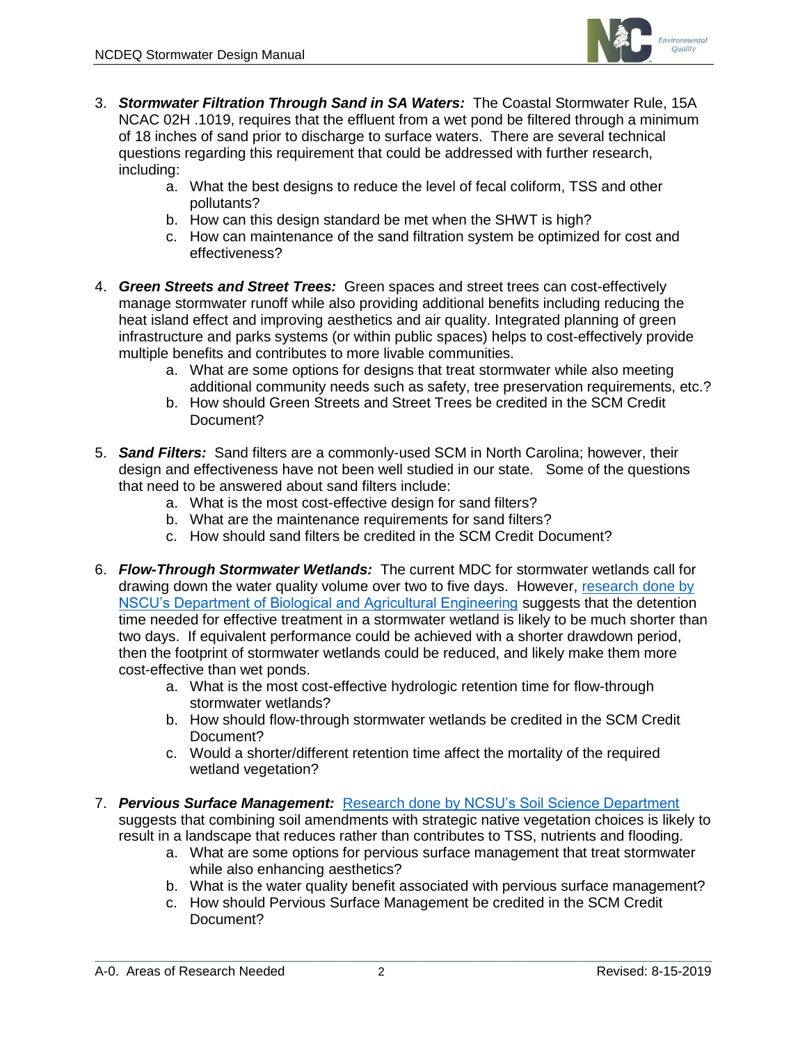3. ***Stormwater Filtration Through Sand in SA Waters:*** The Coastal Stormwater Rule, 15A NCAC 02H .1019, requires that the effluent from a wet pond be filtered through a minimum of 18 inches of sand prior to discharge to surface waters. There are several technical questions regarding this requirement that could be addressed with further research, including:
    a. What the best designs to reduce the level of fecal coliform, TSS and other pollutants?
    b. How can this design standard be met when the SHWT is high?
    c. How can maintenance of the sand filtration system be optimized for cost and effectiveness?

4. ***Green Streets and Street Trees:*** Green spaces and street trees can cost-effectively manage stormwater runoff while also providing additional benefits including reducing the heat island effect and improving aesthetics and air quality. Integrated planning of green infrastructure and parks systems (or within public spaces) helps to cost-effectively provide multiple benefits and contributes to more livable communities.
    a. What are some options for designs that treat stormwater while also meeting additional community needs such as safety, tree preservation requirements, etc.?
    b. How should Green Streets and Street Trees be credited in the SCM Credit Document?

5. ***Sand Filters:*** Sand filters are a commonly-used SCM in North Carolina; however, their design and effectiveness have not been well studied in our state. Some of the questions that need to be answered about sand filters include:
    a. What is the most cost-effective design for sand filters?
    b. What are the maintenance requirements for sand filters?
    c. How should sand filters be credited in the SCM Credit Document?

6. ***Flow-Through Stormwater Wetlands:*** The current MDC for stormwater wetlands call for drawing down the water quality volume over two to five days. However, [research done by NSCU's Department of Biological and Agricultural Engineering]() suggests that the detention time needed for effective treatment in a stormwater wetland is likely to be much shorter than two days. If equivalent performance could be achieved with a shorter drawdown period, then the footprint of stormwater wetlands could be reduced, and likely make them more cost-effective than wet ponds.
    a. What is the most cost-effective hydrologic retention time for flow-through stormwater wetlands?
    b. How should flow-through stormwater wetlands be credited in the SCM Credit Document?
    c. Would a shorter/different retention time affect the mortality of the required wetland vegetation?

7. ***Pervious Surface Management:*** [Research done by NCSU's Soil Science Department]() suggests that combining soil amendments with strategic native vegetation choices is likely to result in a landscape that reduces rather than contributes to TSS, nutrients and flooding.
    a. What are some options for pervious surface management that treat stormwater while also enhancing aesthetics?
    b. What is the water quality benefit associated with pervious surface management?
    c. How should Pervious Surface Management be credited in the SCM Credit Document?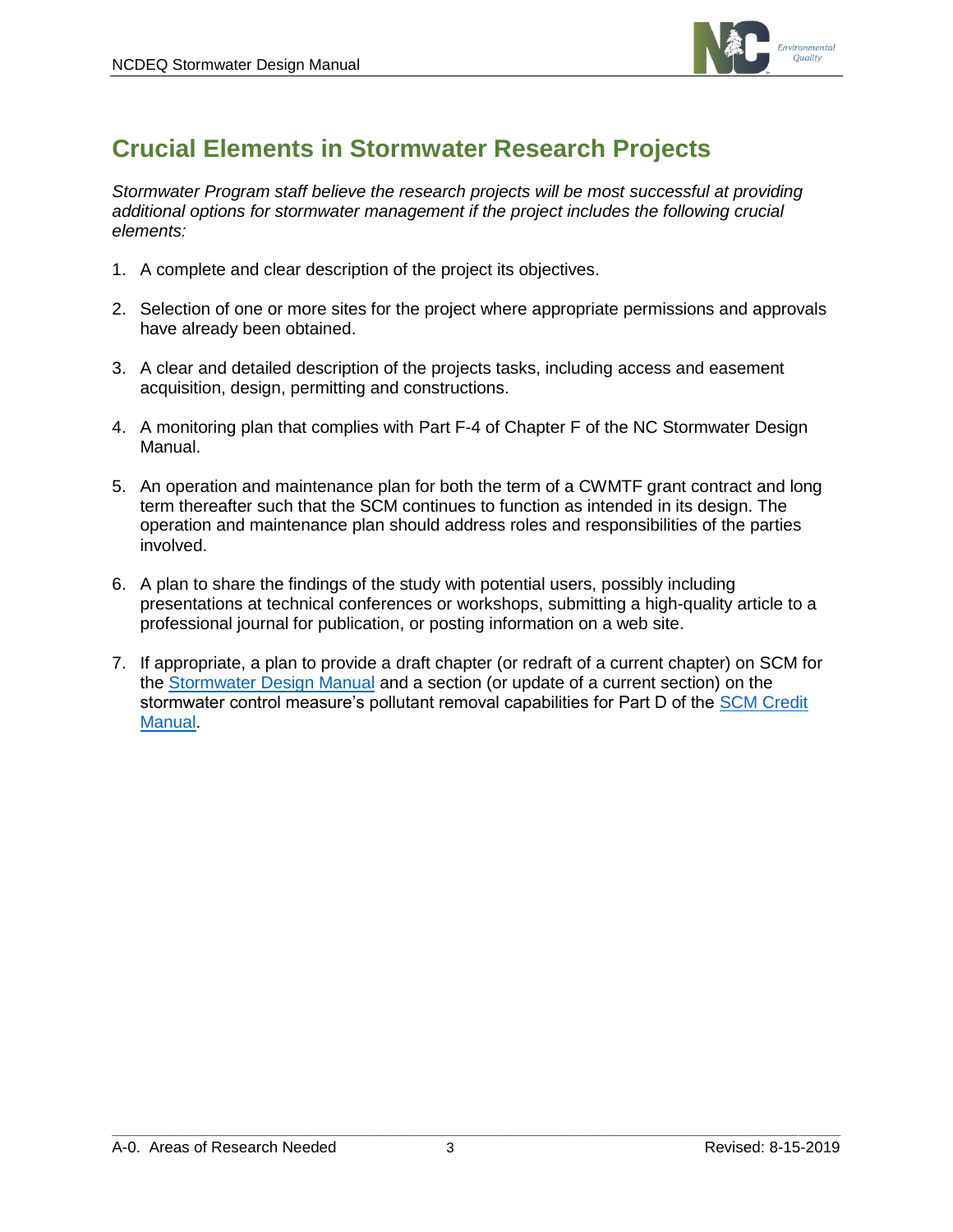## Crucial Elements in Stormwater Research Projects

*Stormwater Program staff believe the research projects will be most successful at providing additional options for stormwater management if the project includes the following crucial elements:*

1. A complete and clear description of the project its objectives.
2. Selection of one or more sites for the project where appropriate permissions and approvals have already been obtained.
3. A clear and detailed description of the projects tasks, including access and easement acquisition, design, permitting and constructions.
4. A monitoring plan that complies with Part F-4 of Chapter F of the NC Stormwater Design Manual.
5. An operation and maintenance plan for both the term of a CWMTF grant contract and long term thereafter such that the SCM continues to function as intended in its design. The operation and maintenance plan should address roles and responsibilities of the parties involved.
6. A plan to share the findings of the study with potential users, possibly including presentations at technical conferences or workshops, submitting a high-quality article to a professional journal for publication, or posting information on a web site.
7. If appropriate, a plan to provide a draft chapter (or redraft of a current chapter) on SCM for the Stormwater Design Manual and a section (or update of a current section) on the stormwater control measure's pollutant removal capabilities for Part D of the SCM Credit Manual.